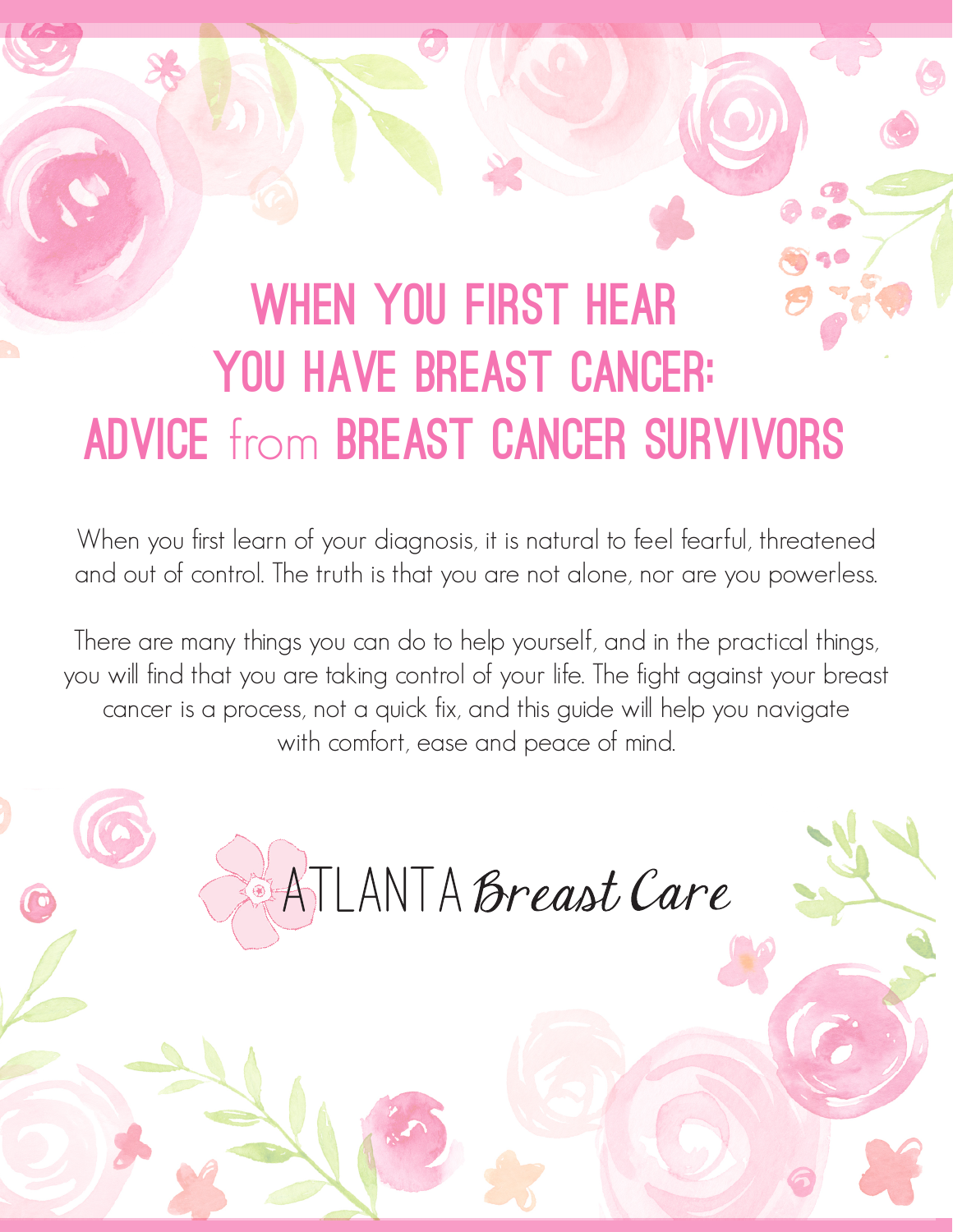# WHEN YOU FIRST HEAR YOU HAVE BREAST CANCER: ADVICE from BREAST CANCER SURVIVORS

When you first learn of your diagnosis, it is natural to feel fearful, threatened and out of control. The truth is that you are not alone, nor are you powerless.

There are many things you can do to help yourself, and in the practical things, you will find that you are taking control of your life. The fight against your breast cancer is a process, not a quick fix, and this guide will help you navigate with comfort, ease and peace of mind.

ATLANTA *Breast Care*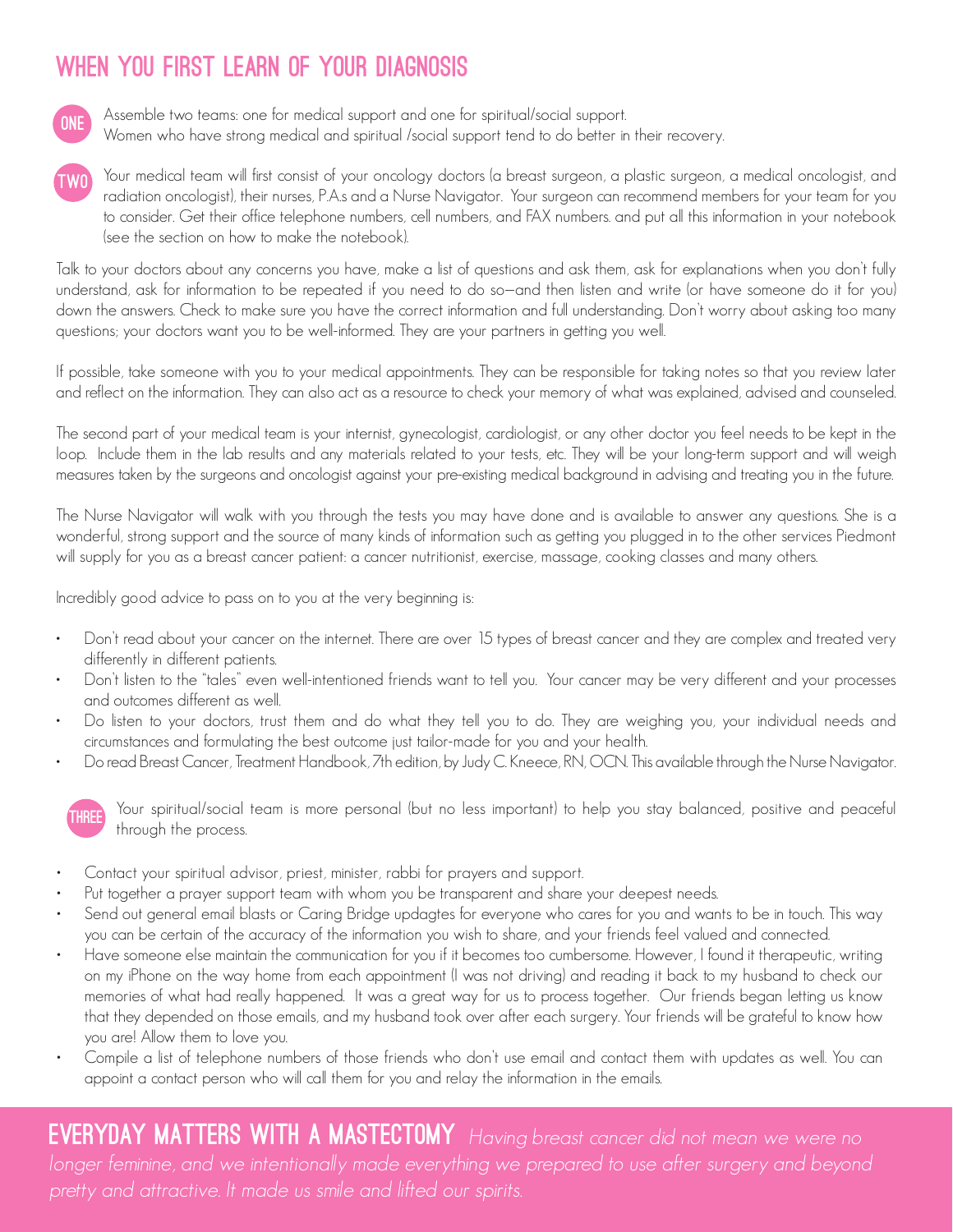# WHEN YOU FIRST LEARN OF YOUR DIAGNOSIS

**ONE** Assemble two teams: one for medical support and one for spiritual/social support. Women who have strong medical and spiritual /social support tend to do better in their recovery.

**TWO** Your medical team will first consist of your oncology doctors (a breast surgeon, a plastic surgeon, a medical oncologist, and radiation oncologist), their nurses, P.A.s and a Nurse Navigator. Your surgeon can recommend members for your team for you to consider. Get their office telephone numbers, cell numbers, and FAX numbers. and put all this information in your notebook (see the section on how to make the notebook).

Talk to your doctors about any concerns you have, make a list of questions and ask them, ask for explanations when you don't fully understand, ask for information to be repeated if you need to do so—and then listen and write (or have someone do it for you) down the answers. Check to make sure you have the correct information and full understanding. Don't worry about asking too many questions; your doctors want you to be well-informed. They are your partners in getting you well.

If possible, take someone with you to your medical appointments. They can be responsible for taking notes so that you review later and reflect on the information. They can also act as a resource to check your memory of what was explained, advised and counseled.

The second part of your medical team is your internist, gynecologist, cardiologist, or any other doctor you feel needs to be kept in the loop. Include them in the lab results and any materials related to your tests, etc. They will be your long-term support and will weigh measures taken by the surgeons and oncologist against your pre-existing medical background in advising and treating you in the future.

The Nurse Navigator will walk with you through the tests you may have done and is available to answer any questions. She is a wonderful, strong support and the source of many kinds of information such as getting you plugged in to the other services Piedmont will supply for you as a breast cancer patient: a cancer nutritionist, exercise, massage, cooking classes and many others.

Incredibly good advice to pass on to you at the very beginning is:

- Don't read about your cancer on the internet. There are over 15 types of breast cancer and they are complex and treated very differently in different patients.
- Don't listen to the "tales" even well-intentioned friends want to tell you. Your cancer may be very different and your processes and outcomes different as well.
- Do listen to your doctors, trust them and do what they tell you to do. They are weighing you, your individual needs and circumstances and formulating the best outcome just tailor-made for you and your health.
- Do read Breast Cancer, Treatment Handbook, 7th edition, by Judy C. Kneece, RN, OCN. This available through the Nurse Navigator.

**THREE** Your spiritual/social team is more personal (but no less important) to help you stay balanced, positive and peaceful through the process.

- Contact your spiritual advisor, priest, minister, rabbi for prayers and support.
- Put together a prayer support team with whom you be transparent and share your deepest needs.
- Send out general email blasts or Caring Bridge updagtes for everyone who cares for you and wants to be in touch. This way you can be certain of the accuracy of the information you wish to share, and your friends feel valued and connected.
- Have someone else maintain the communication for you if it becomes too cumbersome. However, I found it therapeutic, writing on my iPhone on the way home from each appointment (I was not driving) and reading it back to my husband to check our memories of what had really happened. It was a great way for us to process together. Our friends began letting us know that they depended on those emails, and my husband took over after each surgery. Your friends will be grateful to know how you are! Allow them to love you.
- Compile a list of telephone numbers of those friends who don't use email and contact them with updates as well. You can appoint a contact person who will call them for you and relay the information in the emails.

## EVERYDAY MATTERS WITH A MASTECTOMY

*Having breast cancer did not mean we were no longer feminine, and we intentionally made everything we prepared to use after surgery and beyond pretty and attractive. It made us smile and lifted our spirits.*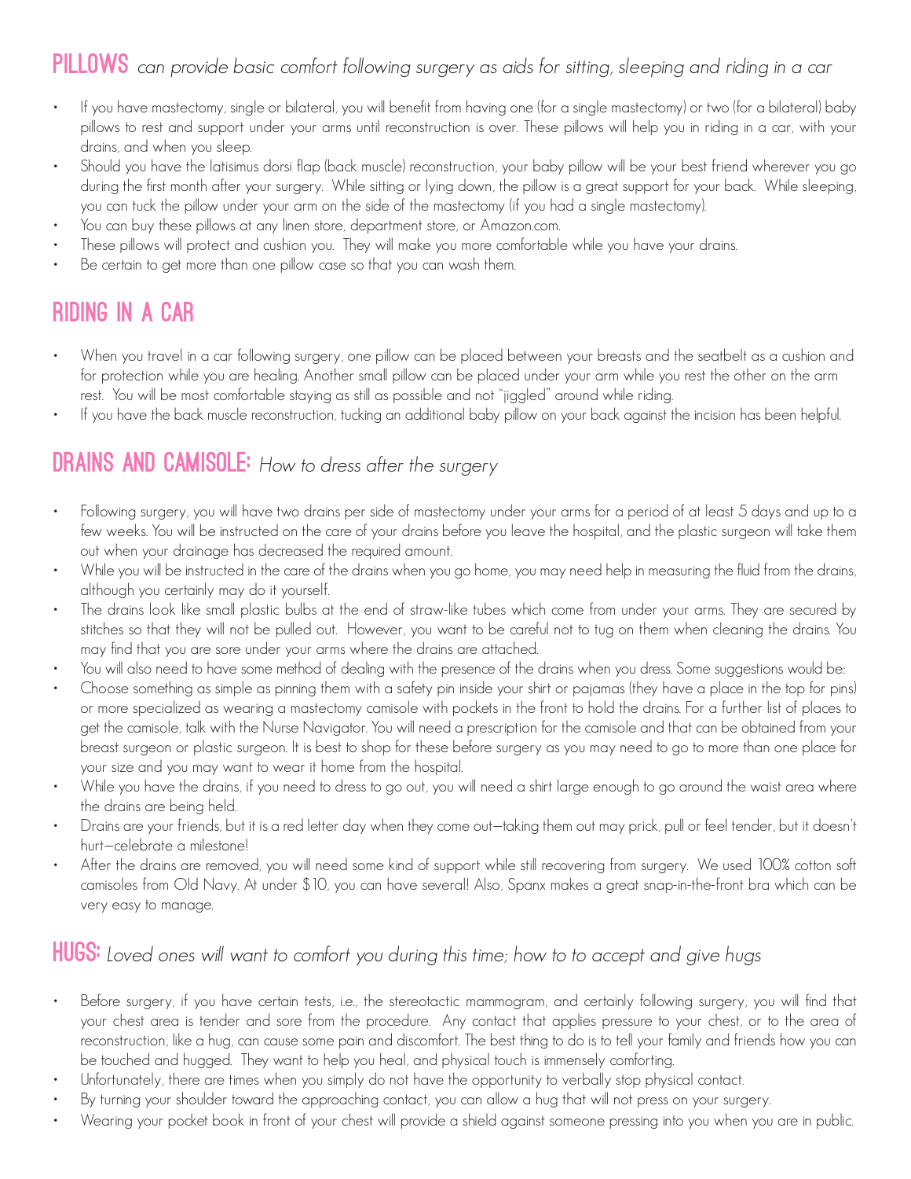## PILLOWS *can provide basic comfort following surgery as aids for sitting, sleeping and riding in a car*

- If you have mastectomy, single or bilateral, you will benefit from having one (for a single mastectomy) or two (for a bilateral) baby pillows to rest and support under your arms until reconstruction is over. These pillows will help you in riding in a car, with your drains, and when you sleep.
- Should you have the latisimus dorsi flap (back muscle) reconstruction, your baby pillow will be your best friend wherever you go during the first month after your surgery. While sitting or lying down, the pillow is a great support for your back. While sleeping, you can tuck the pillow under your arm on the side of the mastectomy (if you had a single mastectomy).
- You can buy these pillows at any linen store, department store, or Amazon.com.
- These pillows will protect and cushion you. They will make you more comfortable while you have your drains.
- Be certain to get more than one pillow case so that you can wash them.

## RIDING IN A CAR

- When you travel in a car following surgery, one pillow can be placed between your breasts and the seatbelt as a cushion and for protection while you are healing. Another small pillow can be placed under your arm while you rest the other on the arm rest. You will be most comfortable staying as still as possible and not "jiggled" around while riding.
- If you have the back muscle reconstruction, tucking an additional baby pillow on your back against the incision has been helpful.

## DRAINS AND CAMISOLE: *How to dress after the surgery*

- Following surgery, you will have two drains per side of mastectomy under your arms for a period of at least 5 days and up to a few weeks. You will be instructed on the care of your drains before you leave the hospital, and the plastic surgeon will take them out when your drainage has decreased the required amount.
- While you will be instructed in the care of the drains when you go home, you may need help in measuring the fluid from the drains, although you certainly may do it yourself.
- The drains look like small plastic bulbs at the end of straw-like tubes which come from under your arms. They are secured by stitches so that they will not be pulled out. However, you want to be careful not to tug on them when cleaning the drains. You may find that you are sore under your arms where the drains are attached.
- You will also need to have some method of dealing with the presence of the drains when you dress. Some suggestions would be:
- Choose something as simple as pinning them with a safety pin inside your shirt or pajamas (they have a place in the top for pins) or more specialized as wearing a mastectomy camisole with pockets in the front to hold the drains. For a further list of places to get the camisole, talk with the Nurse Navigator. You will need a prescription for the camisole and that can be obtained from your breast surgeon or plastic surgeon. It is best to shop for these before surgery as you may need to go to more than one place for your size and you may want to wear it home from the hospital.
- While you have the drains, if you need to dress to go out, you will need a shirt large enough to go around the waist area where the drains are being held.
- Drains are your friends, but it is a red letter day when they come out—taking them out may prick, pull or feel tender, but it doesn't hurt—celebrate a milestone!
- After the drains are removed, you will need some kind of support while still recovering from surgery. We used 100% cotton soft camisoles from Old Navy. At under $10, you can have several! Also, Spanx makes a great snap-in-the-front bra which can be very easy to manage.

## HUGS: *Loved ones will want to comfort you during this time; how to to accept and give hugs*

- Before surgery, if you have certain tests, i.e., the stereotactic mammogram, and certainly following surgery, you will find that your chest area is tender and sore from the procedure. Any contact that applies pressure to your chest, or to the area of reconstruction, like a hug, can cause some pain and discomfort. The best thing to do is to tell your family and friends how you can be touched and hugged. They want to help you heal, and physical touch is immensely comforting.
- Unfortunately, there are times when you simply do not have the opportunity to verbally stop physical contact.
- By turning your shoulder toward the approaching contact, you can allow a hug that will not press on your surgery.
- Wearing your pocket book in front of your chest will provide a shield against someone pressing into you when you are in public.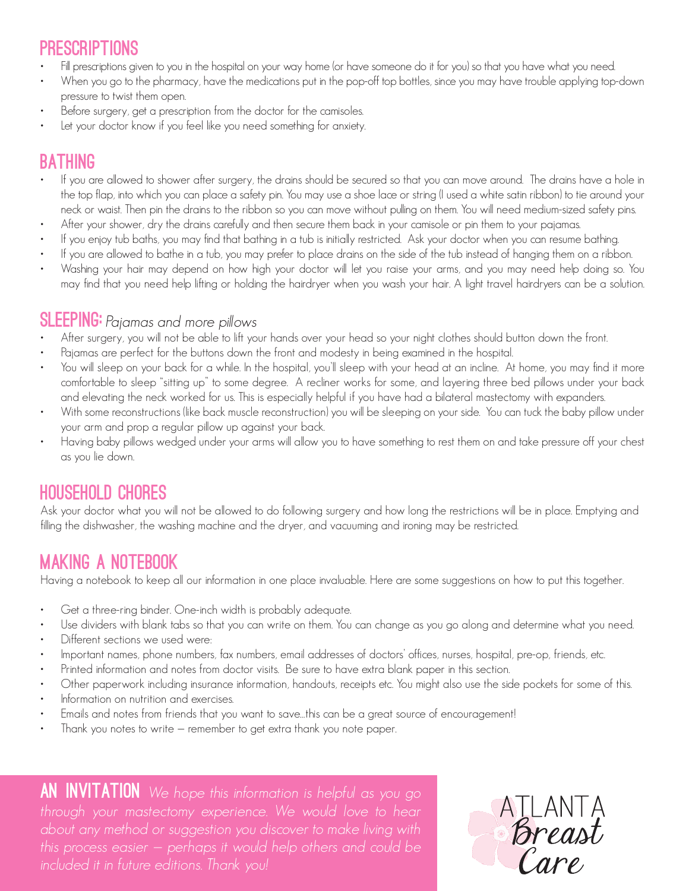## PRESCRIPTIONS

- Fill prescriptions given to you in the hospital on your way home (or have someone do it for you) so that you have what you need.
- When you go to the pharmacy, have the medications put in the pop-off top bottles, since you may have trouble applying top-down pressure to twist them open.
- Before surgery, get a prescription from the doctor for the camisoles.
- Let your doctor know if you feel like you need something for anxiety.

## BATHING

- If you are allowed to shower after surgery, the drains should be secured so that you can move around. The drains have a hole in the top flap, into which you can place a safety pin. You may use a shoe lace or string (I used a white satin ribbon) to tie around your neck or waist. Then pin the drains to the ribbon so you can move without pulling on them. You will need medium-sized safety pins.
- After your shower, dry the drains carefully and then secure them back in your camisole or pin them to your pajamas.
- If you enjoy tub baths, you may find that bathing in a tub is initially restricted. Ask your doctor when you can resume bathing.
- If you are allowed to bathe in a tub, you may prefer to place drains on the side of the tub instead of hanging them on a ribbon.
- Washing your hair may depend on how high your doctor will let you raise your arms, and you may need help doing so. You may find that you need help lifting or holding the hairdryer when you wash your hair. A light travel hairdryers can be a solution.

## SLEEPING: *Pajamas and more pillows*

- After surgery, you will not be able to lift your hands over your head so your night clothes should button down the front.
- Pajamas are perfect for the buttons down the front and modesty in being examined in the hospital.
- You will sleep on your back for a while. In the hospital, you'll sleep with your head at an incline. At home, you may find it more comfortable to sleep "sitting up" to some degree. A recliner works for some, and layering three bed pillows under your back and elevating the neck worked for us. This is especially helpful if you have had a bilateral mastectomy with expanders.
- With some reconstructions (like back muscle reconstruction) you will be sleeping on your side. You can tuck the baby pillow under your arm and prop a regular pillow up against your back.
- Having baby pillows wedged under your arms will allow you to have something to rest them on and take pressure off your chest as you lie down.

## HOUSEHOLD CHORES

Ask your doctor what you will not be allowed to do following surgery and how long the restrictions will be in place. Emptying and filling the dishwasher, the washing machine and the dryer, and vacuuming and ironing may be restricted.

## MAKING A NOTEBOOK

Having a notebook to keep all our information in one place invaluable. Here are some suggestions on how to put this together.

- Get a three-ring binder. One-inch width is probably adequate.
- Use dividers with blank tabs so that you can write on them. You can change as you go along and determine what you need.
- Different sections we used were:
- Important names, phone numbers, fax numbers, email addresses of doctors' offices, nurses, hospital, pre-op, friends, etc.
- Printed information and notes from doctor visits. Be sure to have extra blank paper in this section.
- Other paperwork including insurance information, handouts, receipts etc. You might also use the side pockets for some of this.
- Information on nutrition and exercises.
- Emails and notes from friends that you want to save...this can be a great source of encouragement!
- Thank you notes to write – remember to get extra thank you note paper.

**AN INVITATION** *We hope this information is helpful as you go through your mastectomy experience. We would love to hear about any method or suggestion you discover to make living with this process easier – perhaps it would help others and could be included it in future editions. Thank you!*

ATLANTA *Breast Care*